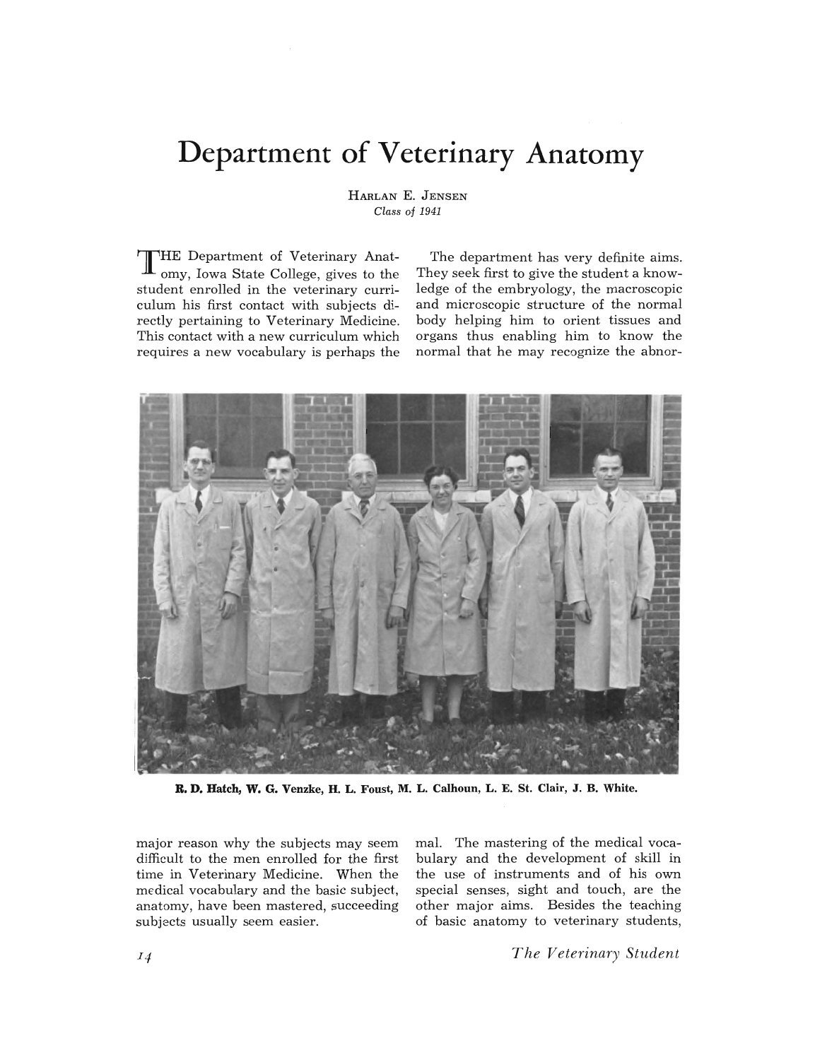# Department of Veterinary Anatomy

HARLAN E. JENSEN
*Class of 1941*

THE Department of Veterinary Anatomy, Iowa State College, gives to the student enrolled in the veterinary curriculum his first contact with subjects directly pertaining to Veterinary Medicine. This contact with a new curriculum which requires a new vocabulary is perhaps the major reason why the subjects may seem difficult to the men enrolled for the first time in Veterinary Medicine. When the medical vocabulary and the basic subject, anatomy, have been mastered, succeeding subjects usually seem easier.

**R. D. Hatch, W. G. Venzke, H. L. Foust, M. L. Calhoun, L. E. St. Clair, J. B. White.**

The department has very definite aims. They seek first to give the student a knowledge of the embryology, the macroscopic and microscopic structure of the normal body helping him to orient tissues and organs thus enabling him to know the normal that he may recognize the abnormal. The mastering of the medical vocabulary and the development of skill in the use of instruments and of his own special senses, sight and touch, are the other major aims. Besides the teaching of basic anatomy to veterinary students,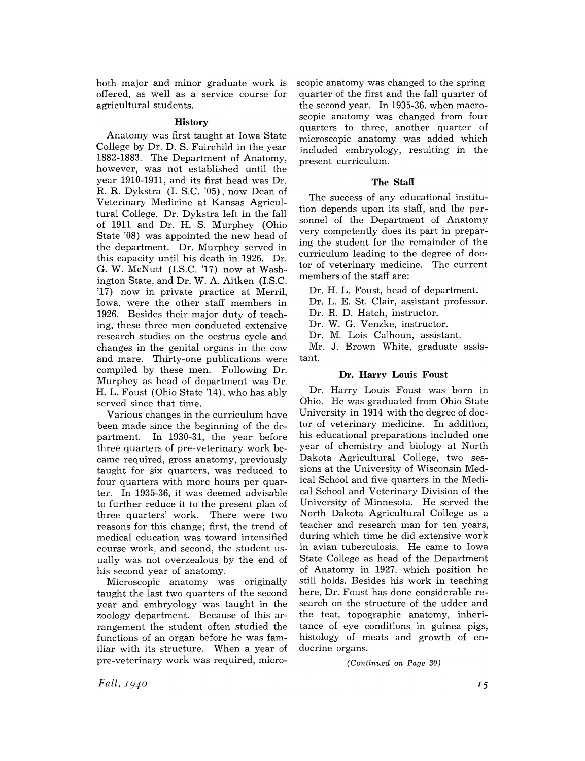both major and minor graduate work is offered, as well as a service course for agricultural students.

### History

Anatomy was first taught at Iowa State College by Dr. D. S. Fairchild in the year 1882-1883. The Department of Anatomy, however, was not established until the year 1910-1911, and its first head was Dr. R. R. Dykstra (I. S.C. '05), now Dean of Veterinary Medicine at Kansas Agricultural College. Dr. Dykstra left in the fall of 1911 and Dr. H. S. Murphey (Ohio State '08) was appointed the new head of the department. Dr. Murphey served in this capacity until his death in 1926. Dr. G. W. McNutt (I.S.C. '17) now at Washington State, and Dr. W. A. Aitken (I.S.C. '17) now in private practice at Merril, Iowa, were the other staff members in 1926. Besides their major duty of teaching, these three men conducted extensive research studies on the oestrus cycle and changes in the genital organs in the cow and mare. Thirty-one publications were compiled by these men. Following Dr. Murphey as head of department was Dr. H. L. Foust (Ohio State '14), who has ably served since that time.

Various changes in the curriculum have been made since the beginning of the department. In 1930-31, the year before three quarters of pre-veterinary work became required, gross anatomy, previously taught for six quarters, was reduced to four quarters with more hours per quarter. In 1935-36, it was deemed advisable to further reduce it to the present plan of three quarters' work. There were two reasons for this change; first, the trend of medical education was toward intensified course work, and second, the student usually was not overzealous by the end of his second year of anatomy.

Microscopic anatomy was originally taught the last two quarters of the second year and embryology was taught in the zoology department. Because of this arrangement the student often studied the functions of an organ before he was familiar with its structure. When a year of pre-veterinary work was required, microscopic anatomy was changed to the spring quarter of the first and the fall quarter of the second year. In 1935-36, when macroscopic anatomy was changed from four quarters to three, another quarter of microscopic anatomy was added which included embryology, resulting in the present curriculum.

### The Staff

The success of any educational institution depends upon its staff, and the personnel of the Department of Anatomy very competently does its part in preparing the student for the remainder of the curriculum leading to the degree of doctor of veterinary medicine. The current members of the staff are:

Dr. H. L. Foust, head of department.
Dr. L. E. St. Clair, assistant professor.
Dr. R. D. Hatch, instructor.
Dr. W. G. Venzke, instructor.
Dr. M. Lois Calhoun, assistant.
Mr. J. Brown White, graduate assistant.

### Dr. Harry Louis Foust

Dr. Harry Louis Foust was born in Ohio. He was graduated from Ohio State University in 1914 with the degree of doctor of veterinary medicine. In addition, his educational preparations included one year of chemistry and biology at North Dakota Agricultural College, two sessions at the University of Wisconsin Medical School and five quarters in the Medical School and Veterinary Division of the University of Minnesota. He served the North Dakota Agricultural College as a teacher and research man for ten years, during which time he did extensive work in avian tuberculosis. He came to Iowa State College as head of the Department of Anatomy in 1927, which position he still holds. Besides his work in teaching here, Dr. Foust has done considerable research on the structure of the udder and the teat, topographic anatomy, inheritance of eye conditions in guinea pigs, histology of meats and growth of endocrine organs.

*(Continued on Page 30)*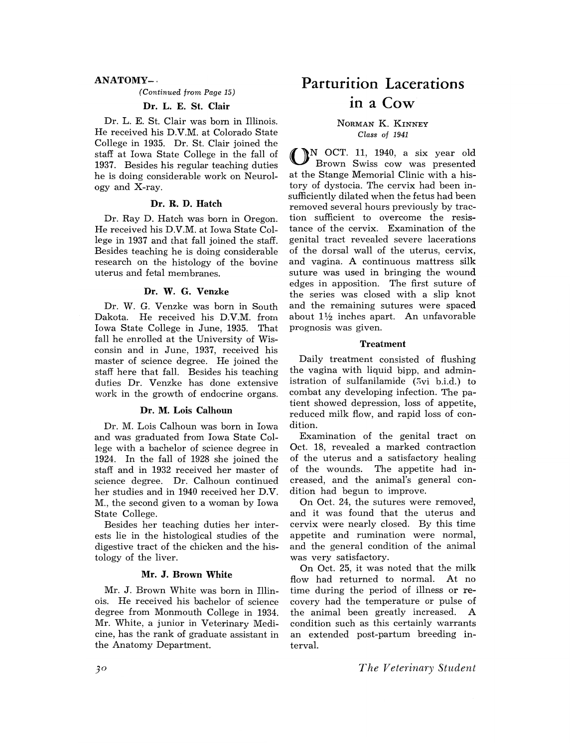## ANATOMY—

*(Continued from Page 15)*

### Dr. L. E. St. Clair

Dr. L. E. St. Clair was born in Illinois. He received his D.V.M. at Colorado State College in 1935. Dr. St. Clair joined the staff at Iowa State College in the fall of 1937. Besides his regular teaching duties he is doing considerable work on Neurology and X-ray.

### Dr. R. D. Hatch

Dr. Ray D. Hatch was born in Oregon. He received his D.V.M. at Iowa State College in 1937 and that fall joined the staff. Besides teaching he is doing considerable research on the histology of the bovine uterus and fetal membranes.

### Dr. W. G. Venzke

Dr. W. G. Venzke was born in South Dakota. He received his D.V.M. from Iowa State College in June, 1935. That fall he enrolled at the University of Wisconsin and in June, 1937, received his master of science degree. He joined the staff here that fall. Besides his teaching duties Dr. Venzke has done extensive work in the growth of endocrine organs.

### Dr. M. Lois Calhoun

Dr. M. Lois Calhoun was born in Iowa and was graduated from Iowa State College with a bachelor of science degree in 1924. In the fall of 1928 she joined the staff and in 1932 received her master of science degree. Dr. Calhoun continued her studies and in 1940 received her D.V.M., the second given to a woman by Iowa State College.

Besides her teaching duties her interests lie in the histological studies of the digestive tract of the chicken and the histology of the liver.

### Mr. J. Brown White

Mr. J. Brown White was born in Illinois. He received his bachelor of science degree from Monmouth College in 1934. Mr. White, a junior in Veterinary Medicine, has the rank of graduate assistant in the Anatomy Department.

# Parturition Lacerations in a Cow

NORMAN K. KINNEY
*Class of 1941*

ON OCT. 11, 1940, a six year old Brown Swiss cow was presented at the Stange Memorial Clinic with a history of dystocia. The cervix had been insufficiently dilated when the fetus had been removed several hours previously by traction sufficient to overcome the resistance of the cervix. Examination of the genital tract revealed severe lacerations of the dorsal wall of the uterus, cervix, and vagina. A continuous mattress silk suture was used in bringing the wound edges in apposition. The first suture of the series was closed with a slip knot and the remaining sutures were spaced about 1½ inches apart. An unfavorable prognosis was given.

### Treatment

Daily treatment consisted of flushing the vagina with liquid bipp, and administration of sulfanilamide (ʒvi b.i.d.) to combat any developing infection. The patient showed depression, loss of appetite, reduced milk flow, and rapid loss of condition.

Examination of the genital tract on Oct. 18, revealed a marked contraction of the uterus and a satisfactory healing of the wounds. The appetite had increased, and the animal's general condition had begun to improve.

On Oct. 24, the sutures were removed, and it was found that the uterus and cervix were nearly closed. By this time appetite and rumination were normal, and the general condition of the animal was very satisfactory.

On Oct. 25, it was noted that the milk flow had returned to normal. At no time during the period of illness or recovery had the temperature or pulse of the animal been greatly increased. A condition such as this certainly warrants an extended post-partum breeding interval.